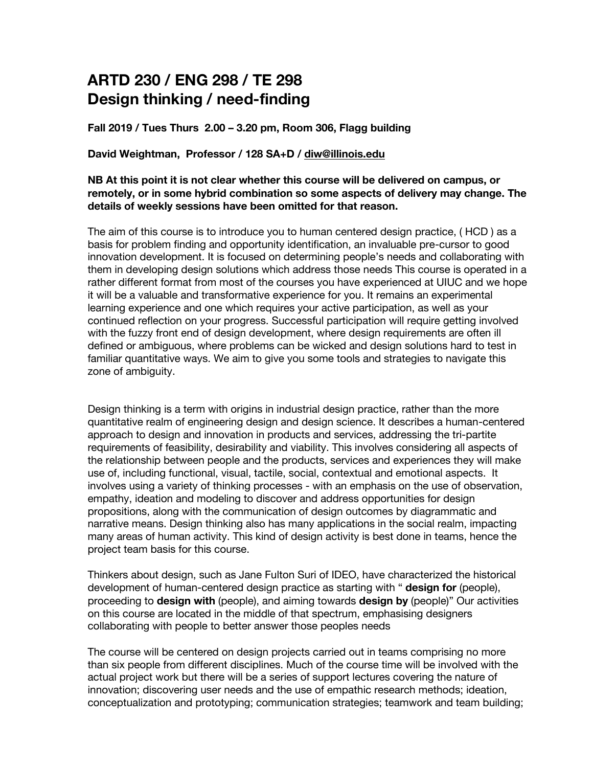# ARTD 230 / ENG 298 / TE 298
# Design thinking / need-finding

**Fall 2019 / Tues Thurs 2.00 – 3.20 pm, Room 306, Flagg building**

**David Weightman, Professor / 128 SA+D / diw@illinois.edu**

**NB At this point it is not clear whether this course will be delivered on campus, or remotely, or in some hybrid combination so some aspects of delivery may change. The details of weekly sessions have been omitted for that reason.**

The aim of this course is to introduce you to human centered design practice, ( HCD ) as a basis for problem finding and opportunity identification, an invaluable pre-cursor to good innovation development. It is focused on determining people's needs and collaborating with them in developing design solutions which address those needs This course is operated in a rather different format from most of the courses you have experienced at UIUC and we hope it will be a valuable and transformative experience for you. It remains an experimental learning experience and one which requires your active participation, as well as your continued reflection on your progress. Successful participation will require getting involved with the fuzzy front end of design development, where design requirements are often ill defined or ambiguous, where problems can be wicked and design solutions hard to test in familiar quantitative ways. We aim to give you some tools and strategies to navigate this zone of ambiguity.

Design thinking is a term with origins in industrial design practice, rather than the more quantitative realm of engineering design and design science. It describes a human-centered approach to design and innovation in products and services, addressing the tri-partite requirements of feasibility, desirability and viability. This involves considering all aspects of the relationship between people and the products, services and experiences they will make use of, including functional, visual, tactile, social, contextual and emotional aspects. It involves using a variety of thinking processes - with an emphasis on the use of observation, empathy, ideation and modeling to discover and address opportunities for design propositions, along with the communication of design outcomes by diagrammatic and narrative means. Design thinking also has many applications in the social realm, impacting many areas of human activity. This kind of design activity is best done in teams, hence the project team basis for this course.

Thinkers about design, such as Jane Fulton Suri of IDEO, have characterized the historical development of human-centered design practice as starting with " **design for** (people), proceeding to **design with** (people), and aiming towards **design by** (people)" Our activities on this course are located in the middle of that spectrum, emphasising designers collaborating with people to better answer those peoples needs

The course will be centered on design projects carried out in teams comprising no more than six people from different disciplines. Much of the course time will be involved with the actual project work but there will be a series of support lectures covering the nature of innovation; discovering user needs and the use of empathic research methods; ideation, conceptualization and prototyping; communication strategies; teamwork and team building;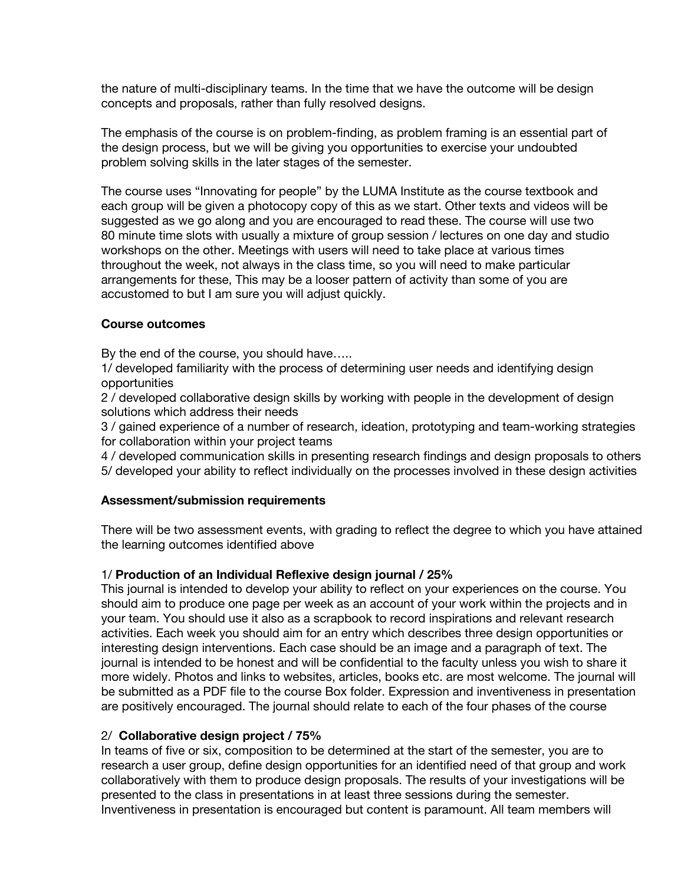the nature of multi-disciplinary teams. In the time that we have the outcome will be design concepts and proposals, rather than fully resolved designs.

The emphasis of the course is on problem-finding, as problem framing is an essential part of the design process, but we will be giving you opportunities to exercise your undoubted problem solving skills in the later stages of the semester.

The course uses “Innovating for people” by the LUMA Institute as the course textbook and each group will be given a photocopy copy of this as we start. Other texts and videos will be suggested as we go along and you are encouraged to read these. The course will use two 80 minute time slots with usually a mixture of group session / lectures on one day and studio workshops on the other. Meetings with users will need to take place at various times throughout the week, not always in the class time, so you will need to make particular arrangements for these, This may be a looser pattern of activity than some of you are accustomed to but I am sure you will adjust quickly.

**Course outcomes**

By the end of the course, you should have…..
1/ developed familiarity with the process of determining user needs and identifying design opportunities
2 / developed collaborative design skills by working with people in the development of design solutions which address their needs
3 / gained experience of a number of research, ideation, prototyping and team-working strategies for collaboration within your project teams
4 / developed communication skills in presenting research findings and design proposals to others
5/ developed your ability to reflect individually on the processes involved in these design activities

**Assessment/submission requirements**

There will be two assessment events, with grading to reflect the degree to which you have attained the learning outcomes identified above

1/ **Production of an Individual Reflexive design journal / 25%**
This journal is intended to develop your ability to reflect on your experiences on the course. You should aim to produce one page per week as an account of your work within the projects and in your team. You should use it also as a scrapbook to record inspirations and relevant research activities. Each week you should aim for an entry which describes three design opportunities or interesting design interventions. Each case should be an image and a paragraph of text. The journal is intended to be honest and will be confidential to the faculty unless you wish to share it more widely. Photos and links to websites, articles, books etc. are most welcome. The journal will be submitted as a PDF file to the course Box folder. Expression and inventiveness in presentation are positively encouraged. The journal should relate to each of the four phases of the course

2/ **Collaborative design project / 75%**
In teams of five or six, composition to be determined at the start of the semester, you are to research a user group, define design opportunities for an identified need of that group and work collaboratively with them to produce design proposals. The results of your investigations will be presented to the class in presentations in at least three sessions during the semester. Inventiveness in presentation is encouraged but content is paramount. All team members will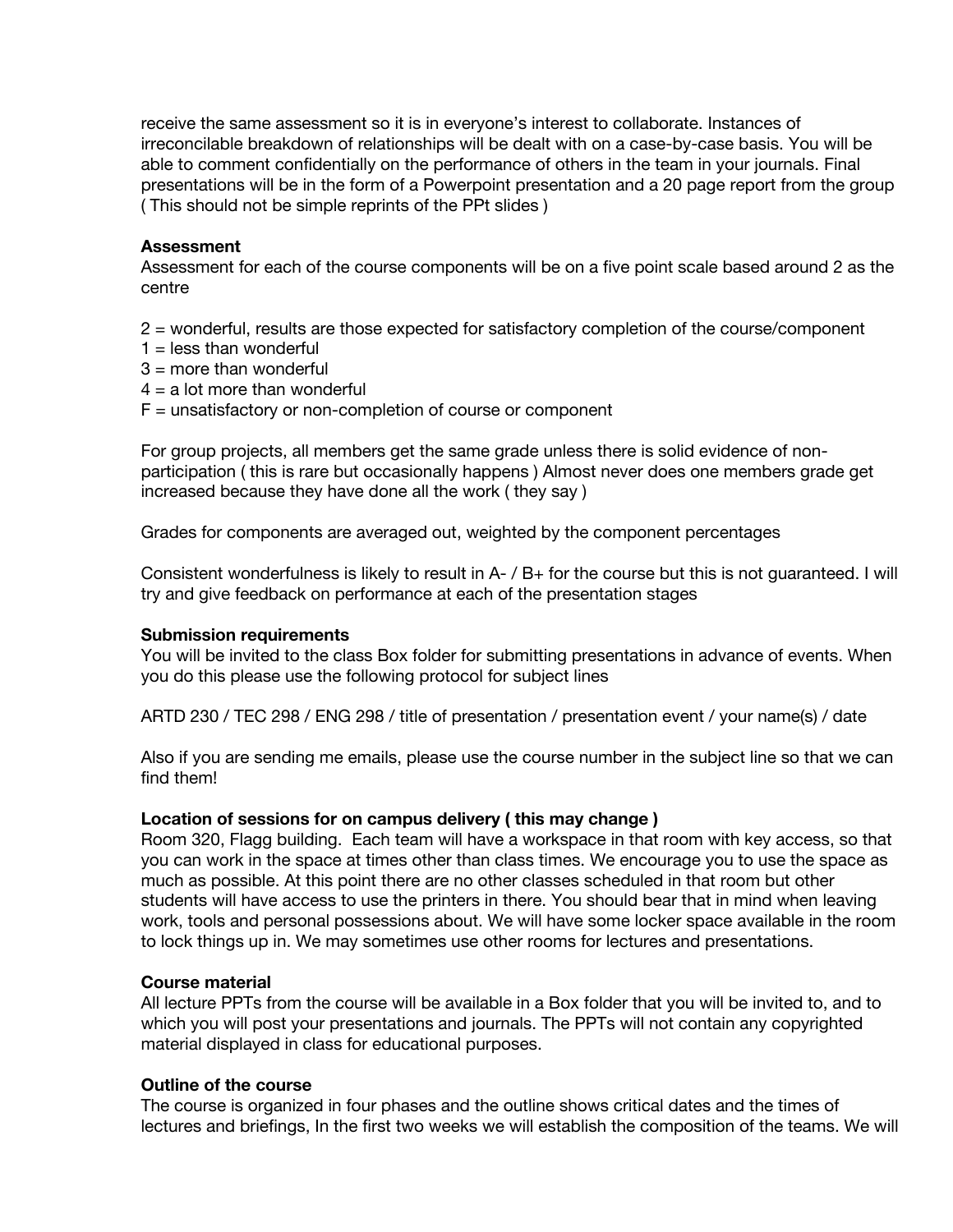receive the same assessment so it is in everyone's interest to collaborate. Instances of irreconcilable breakdown of relationships will be dealt with on a case-by-case basis. You will be able to comment confidentially on the performance of others in the team in your journals. Final presentations will be in the form of a Powerpoint presentation and a 20 page report from the group ( This should not be simple reprints of the PPt slides )

**Assessment**

Assessment for each of the course components will be on a five point scale based around 2 as the centre

2 = wonderful, results are those expected for satisfactory completion of the course/component  
1 = less than wonderful  
3 = more than wonderful  
4 = a lot more than wonderful  
F = unsatisfactory or non-completion of course or component

For group projects, all members get the same grade unless there is solid evidence of non-participation ( this is rare but occasionally happens ) Almost never does one members grade get increased because they have done all the work ( they say )

Grades for components are averaged out, weighted by the component percentages

Consistent wonderfulness is likely to result in A- / B+ for the course but this is not guaranteed. I will try and give feedback on performance at each of the presentation stages

**Submission requirements**

You will be invited to the class Box folder for submitting presentations in advance of events. When you do this please use the following protocol for subject lines

ARTD 230 / TEC 298 / ENG 298 / title of presentation / presentation event / your name(s) / date

Also if you are sending me emails, please use the course number in the subject line so that we can find them!

**Location of sessions for on campus delivery ( this may change )**

Room 320, Flagg building. Each team will have a workspace in that room with key access, so that you can work in the space at times other than class times. We encourage you to use the space as much as possible. At this point there are no other classes scheduled in that room but other students will have access to use the printers in there. You should bear that in mind when leaving work, tools and personal possessions about. We will have some locker space available in the room to lock things up in. We may sometimes use other rooms for lectures and presentations.

**Course material**

All lecture PPTs from the course will be available in a Box folder that you will be invited to, and to which you will post your presentations and journals. The PPTs will not contain any copyrighted material displayed in class for educational purposes.

**Outline of the course**

The course is organized in four phases and the outline shows critical dates and the times of lectures and briefings, In the first two weeks we will establish the composition of the teams. We will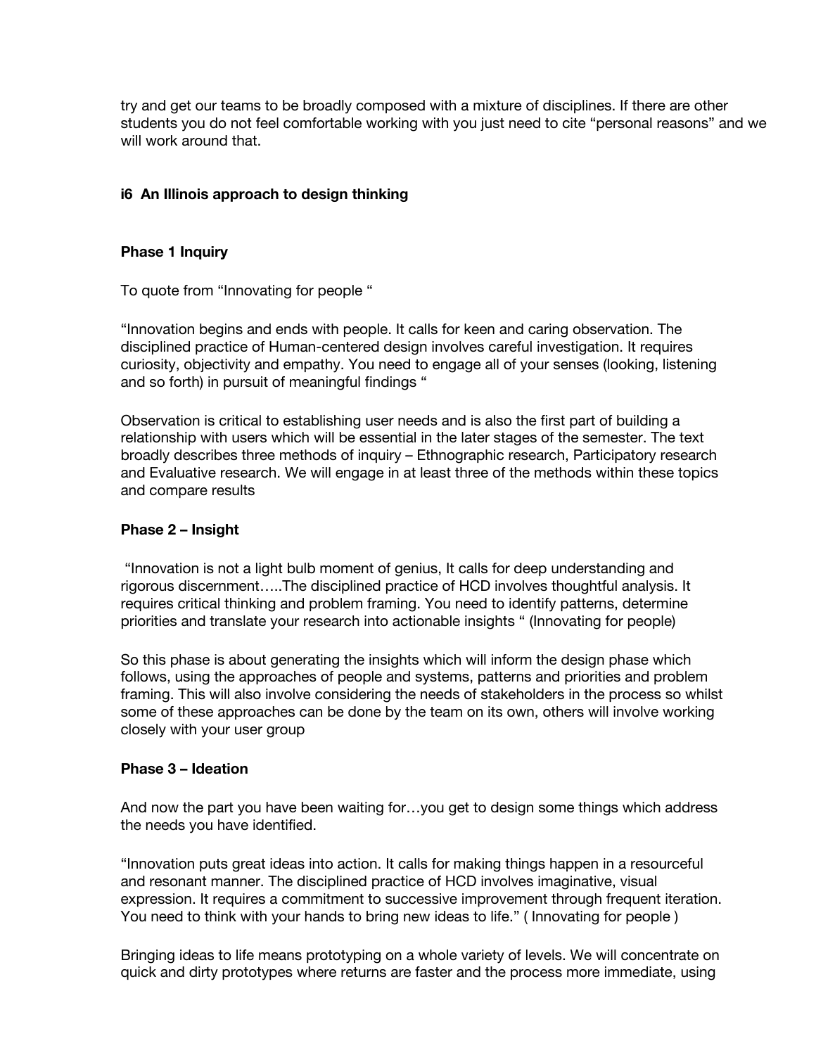try and get our teams to be broadly composed with a mixture of disciplines. If there are other students you do not feel comfortable working with you just need to cite "personal reasons" and we will work around that.

**i6 An Illinois approach to design thinking**

**Phase 1 Inquiry**

To quote from "Innovating for people "

"Innovation begins and ends with people. It calls for keen and caring observation. The disciplined practice of Human-centered design involves careful investigation. It requires curiosity, objectivity and empathy. You need to engage all of your senses (looking, listening and so forth) in pursuit of meaningful findings "

Observation is critical to establishing user needs and is also the first part of building a relationship with users which will be essential in the later stages of the semester. The text broadly describes three methods of inquiry – Ethnographic research, Participatory research and Evaluative research. We will engage in at least three of the methods within these topics and compare results

**Phase 2 – Insight**

"Innovation is not a light bulb moment of genius, It calls for deep understanding and rigorous discernment…..The disciplined practice of HCD involves thoughtful analysis. It requires critical thinking and problem framing. You need to identify patterns, determine priorities and translate your research into actionable insights " (Innovating for people)

So this phase is about generating the insights which will inform the design phase which follows, using the approaches of people and systems, patterns and priorities and problem framing. This will also involve considering the needs of stakeholders in the process so whilst some of these approaches can be done by the team on its own, others will involve working closely with your user group

**Phase 3 – Ideation**

And now the part you have been waiting for…you get to design some things which address the needs you have identified.

"Innovation puts great ideas into action. It calls for making things happen in a resourceful and resonant manner. The disciplined practice of HCD involves imaginative, visual expression. It requires a commitment to successive improvement through frequent iteration. You need to think with your hands to bring new ideas to life." ( Innovating for people )

Bringing ideas to life means prototyping on a whole variety of levels. We will concentrate on quick and dirty prototypes where returns are faster and the process more immediate, using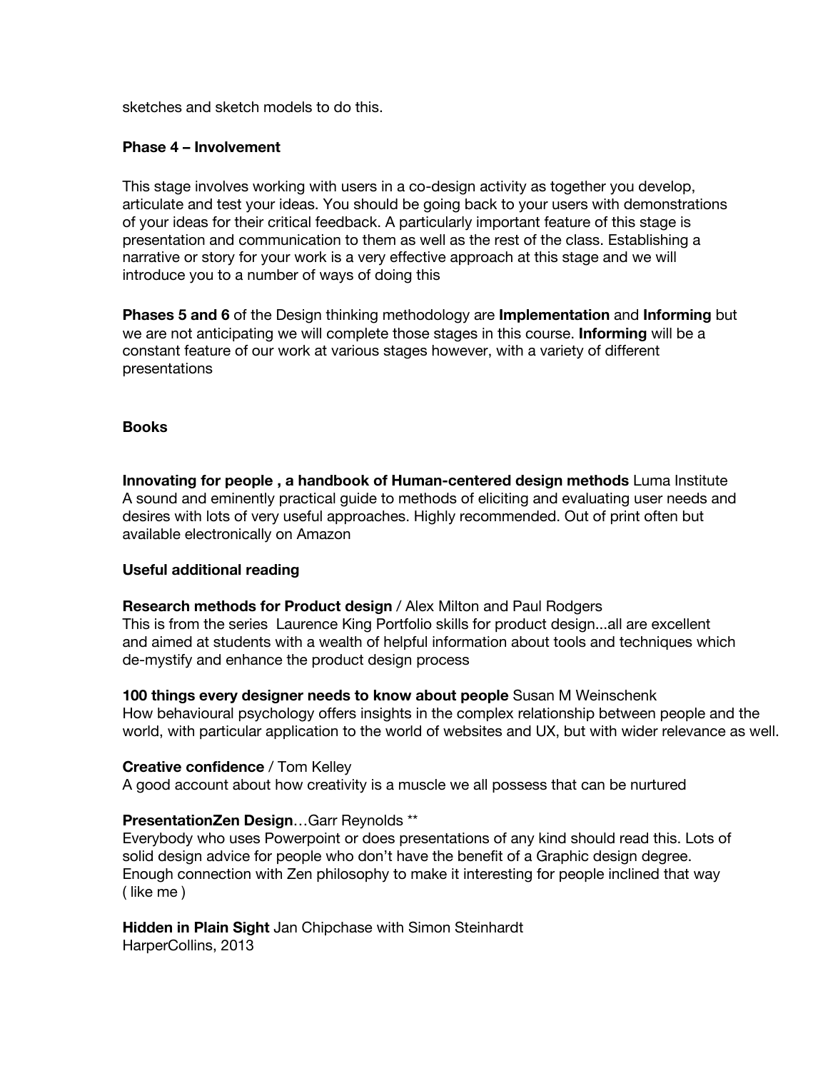sketches and sketch models to do this.

**Phase 4 – Involvement**

This stage involves working with users in a co-design activity as together you develop, articulate and test your ideas. You should be going back to your users with demonstrations of your ideas for their critical feedback. A particularly important feature of this stage is presentation and communication to them as well as the rest of the class. Establishing a narrative or story for your work is a very effective approach at this stage and we will introduce you to a number of ways of doing this

**Phases 5 and 6** of the Design thinking methodology are **Implementation** and **Informing** but we are not anticipating we will complete those stages in this course. **Informing** will be a constant feature of our work at various stages however, with a variety of different presentations

**Books**

**Innovating for people , a handbook of Human-centered design methods** Luma Institute
A sound and eminently practical guide to methods of eliciting and evaluating user needs and desires with lots of very useful approaches. Highly recommended. Out of print often but available electronically on Amazon

**Useful additional reading**

**Research methods for Product design** / Alex Milton and Paul Rodgers
This is from the series Laurence King Portfolio skills for product design...all are excellent and aimed at students with a wealth of helpful information about tools and techniques which de-mystify and enhance the product design process

**100 things every designer needs to know about people** Susan M Weinschenk
How behavioural psychology offers insights in the complex relationship between people and the world, with particular application to the world of websites and UX, but with wider relevance as well.

**Creative confidence** / Tom Kelley
A good account about how creativity is a muscle we all possess that can be nurtured

**PresentationZen Design**…Garr Reynolds **
Everybody who uses Powerpoint or does presentations of any kind should read this. Lots of solid design advice for people who don't have the benefit of a Graphic design degree. Enough connection with Zen philosophy to make it interesting for people inclined that way ( like me )

**Hidden in Plain Sight** Jan Chipchase with Simon Steinhardt
HarperCollins, 2013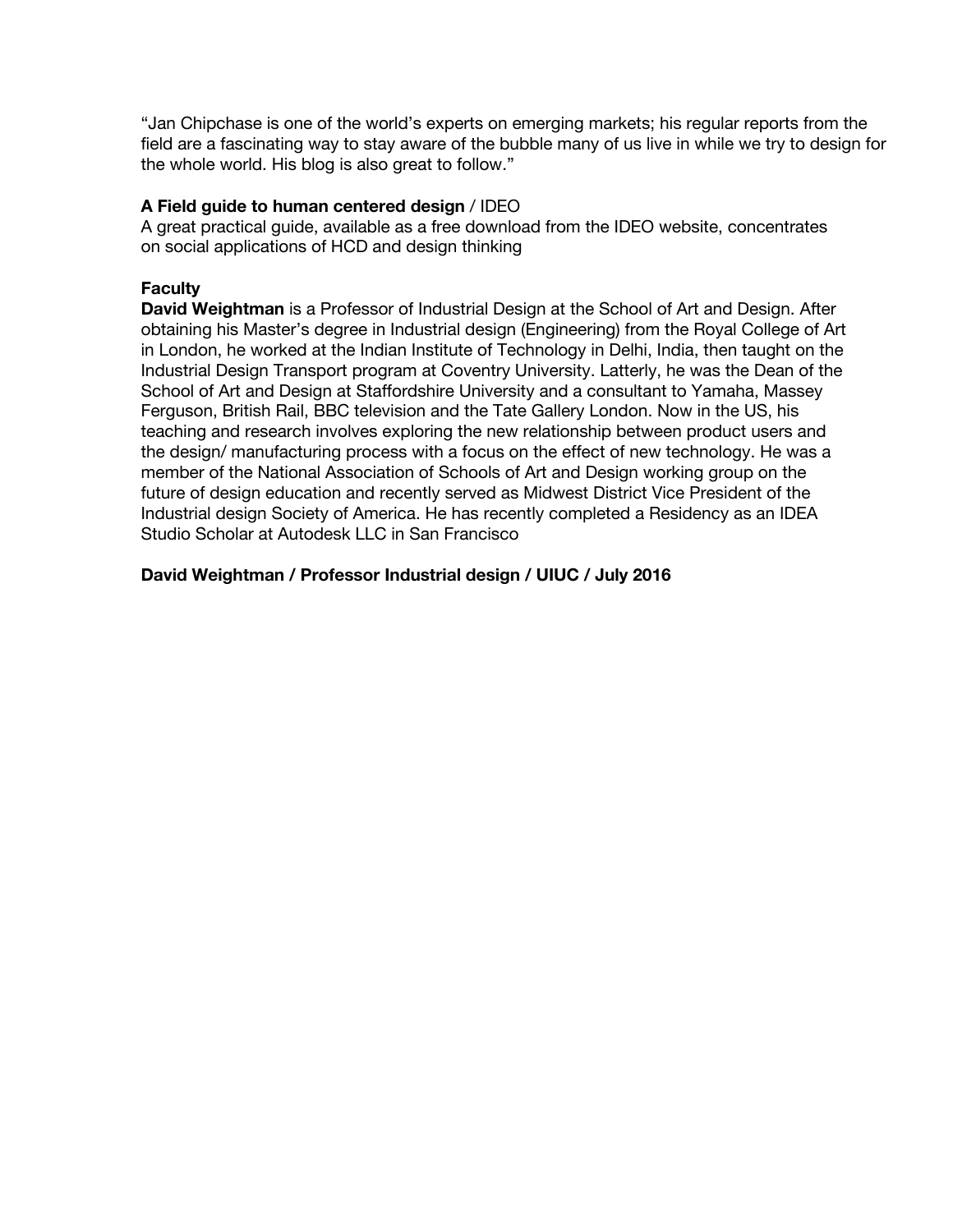"Jan Chipchase is one of the world's experts on emerging markets; his regular reports from the field are a fascinating way to stay aware of the bubble many of us live in while we try to design for the whole world. His blog is also great to follow."

**A Field guide to human centered design** / IDEO
A great practical guide, available as a free download from the IDEO website, concentrates on social applications of HCD and design thinking

**Faculty**
**David Weightman** is a Professor of Industrial Design at the School of Art and Design. After obtaining his Master's degree in Industrial design (Engineering) from the Royal College of Art in London, he worked at the Indian Institute of Technology in Delhi, India, then taught on the Industrial Design Transport program at Coventry University. Latterly, he was the Dean of the School of Art and Design at Staffordshire University and a consultant to Yamaha, Massey Ferguson, British Rail, BBC television and the Tate Gallery London. Now in the US, his teaching and research involves exploring the new relationship between product users and the design/ manufacturing process with a focus on the effect of new technology. He was a member of the National Association of Schools of Art and Design working group on the future of design education and recently served as Midwest District Vice President of the Industrial design Society of America. He has recently completed a Residency as an IDEA Studio Scholar at Autodesk LLC in San Francisco

**David Weightman / Professor Industrial design / UIUC / July 2016**